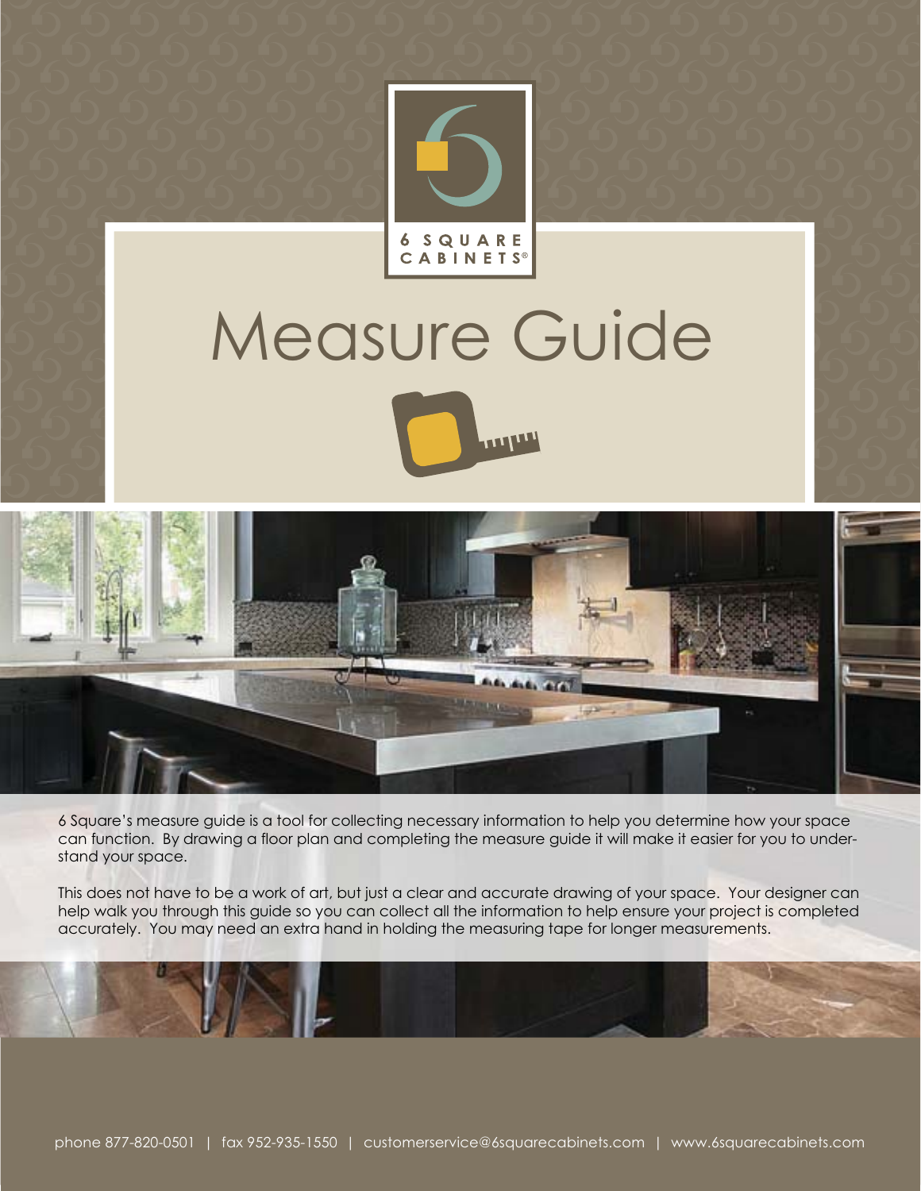6 SQUARE CABINETS®

# Measure Guide

6 Square's measure guide is a tool for collecting necessary information to help you determine how your space can function. By drawing a floor plan and completing the measure guide it will make it easier for you to understand your space.

This does not have to be a work of art, but just a clear and accurate drawing of your space. Your designer can help walk you through this guide so you can collect all the information to help ensure your project is completed accurately. You may need an extra hand in holding the measuring tape for longer measurements.

phone 877-820-0501 | fax 952-935-1550 | customerservice@6squarecabinets.com | www.6squarecabinets.com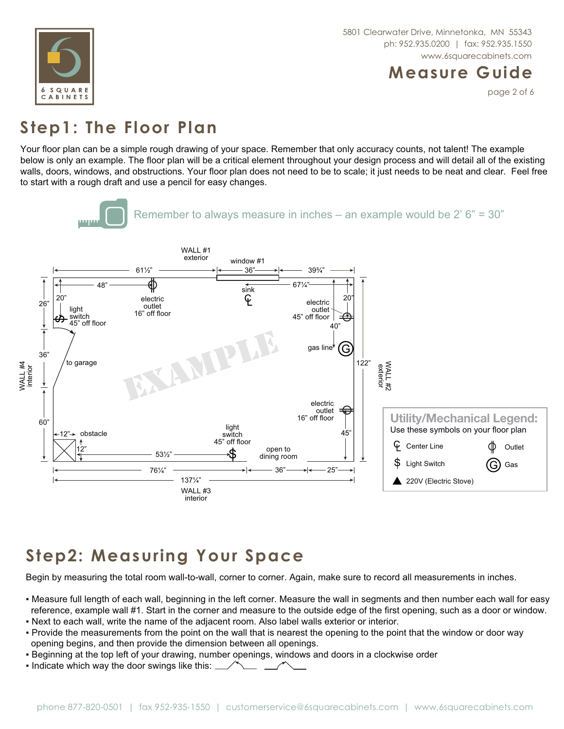# Step1: The Floor Plan

Your floor plan can be a simple rough drawing of your space. Remember that only accuracy counts, not talent! The example below is only an example. The floor plan will be a critical element throughout your design process and will detail all of the existing walls, doors, windows, and obstructions. Your floor plan does not need to be to scale; it just needs to be neat and clear. Feel free to start with a rough draft and use a pencil for easy changes.

Remember to always measure in inches – an example would be 2' 6" = 30"

**Utility/Mechanical Legend:**
Use these symbols on your floor plan

- ℄ Center Line
- Outlet
- $ Light Switch
- Ⓖ Gas
- ▲ 220V (Electric Stove)

# Step2: Measuring Your Space

Begin by measuring the total room wall-to-wall, corner to corner. Again, make sure to record all measurements in inches.

- Measure full length of each wall, beginning in the left corner. Measure the wall in segments and then number each wall for easy reference, example wall #1. Start in the corner and measure to the outside edge of the first opening, such as a door or window.
- Next to each wall, write the name of the adjacent room. Also label walls exterior or interior.
- Provide the measurements from the point on the wall that is nearest the opening to the point that the window or door way opening begins, and then provide the dimension between all openings.
- Beginning at the top left of your drawing, number openings, windows and doors in a clockwise order
- Indicate which way the door swings like this: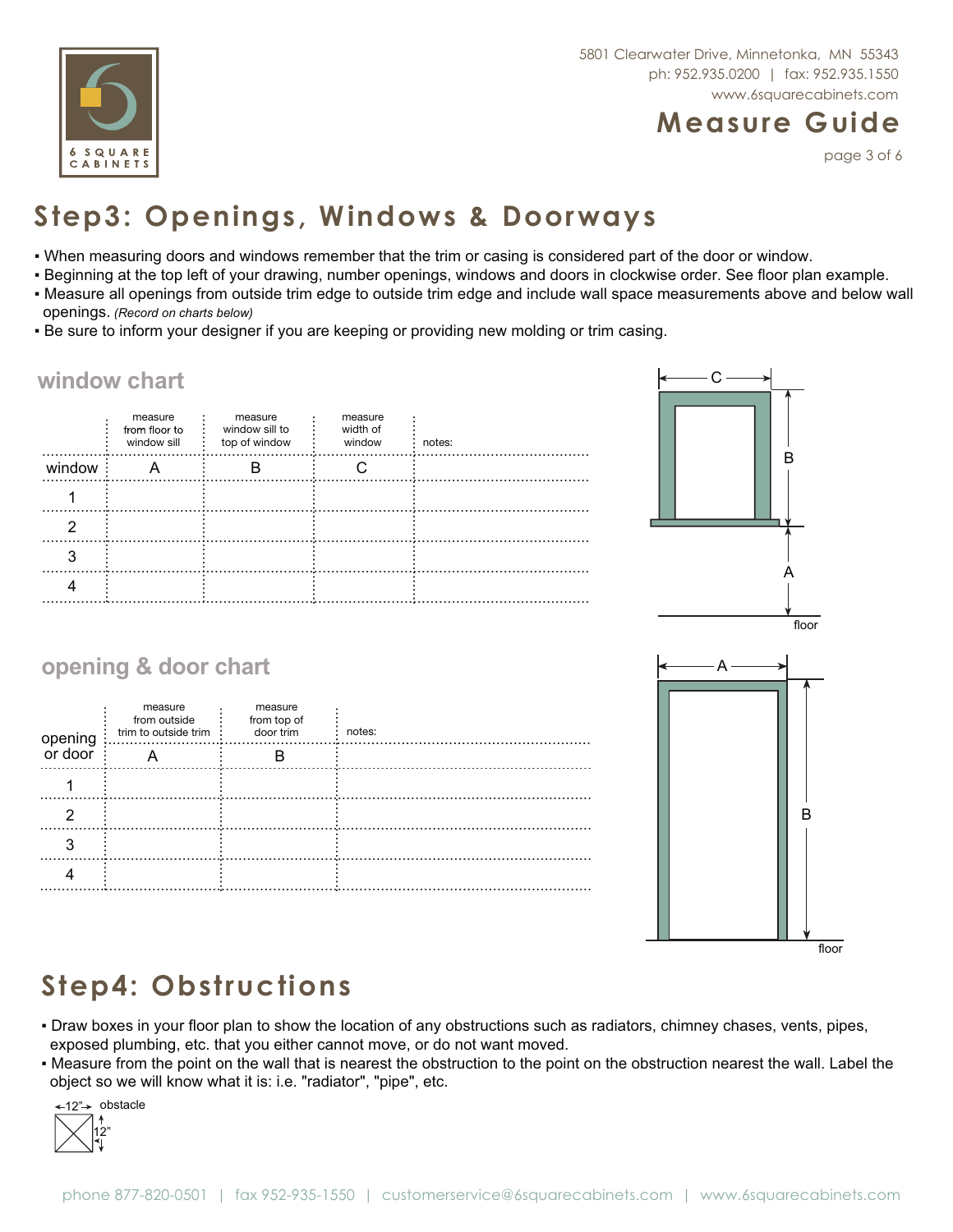## Step3: Openings, Windows & Doorways

- When measuring doors and windows remember that the trim or casing is considered part of the door or window.
- Beginning at the top left of your drawing, number openings, windows and doors in clockwise order. See floor plan example.
- Measure all openings from outside trim edge to outside trim edge and include wall space measurements above and below wall openings. *(Record on charts below)*
- Be sure to inform your designer if you are keeping or providing new molding or trim casing.

### window chart

| | measure from floor to window sill | measure window sill to top of window | measure width of window | notes: |
|---|---|---|---|---|
| window | A | B | C | |
| 1 | | | | |
| 2 | | | | |
| 3 | | | | |
| 4 | | | | |

C

B

A

floor

### opening & door chart

| opening or door | measure from outside trim to outside trim | measure from top of door trim | notes: |
|---|---|---|---|
| | A | B | |
| 1 | | | |
| 2 | | | |
| 3 | | | |
| 4 | | | |

A

B

floor

## Step4: Obstructions

- Draw boxes in your floor plan to show the location of any obstructions such as radiators, chimney chases, vents, pipes, exposed plumbing, etc. that you either cannot move, or do not want moved.
- Measure from the point on the wall that is nearest the obstruction to the point on the obstruction nearest the wall. Label the object so we will know what it is: i.e. "radiator", "pipe", etc.

12" obstacle

12"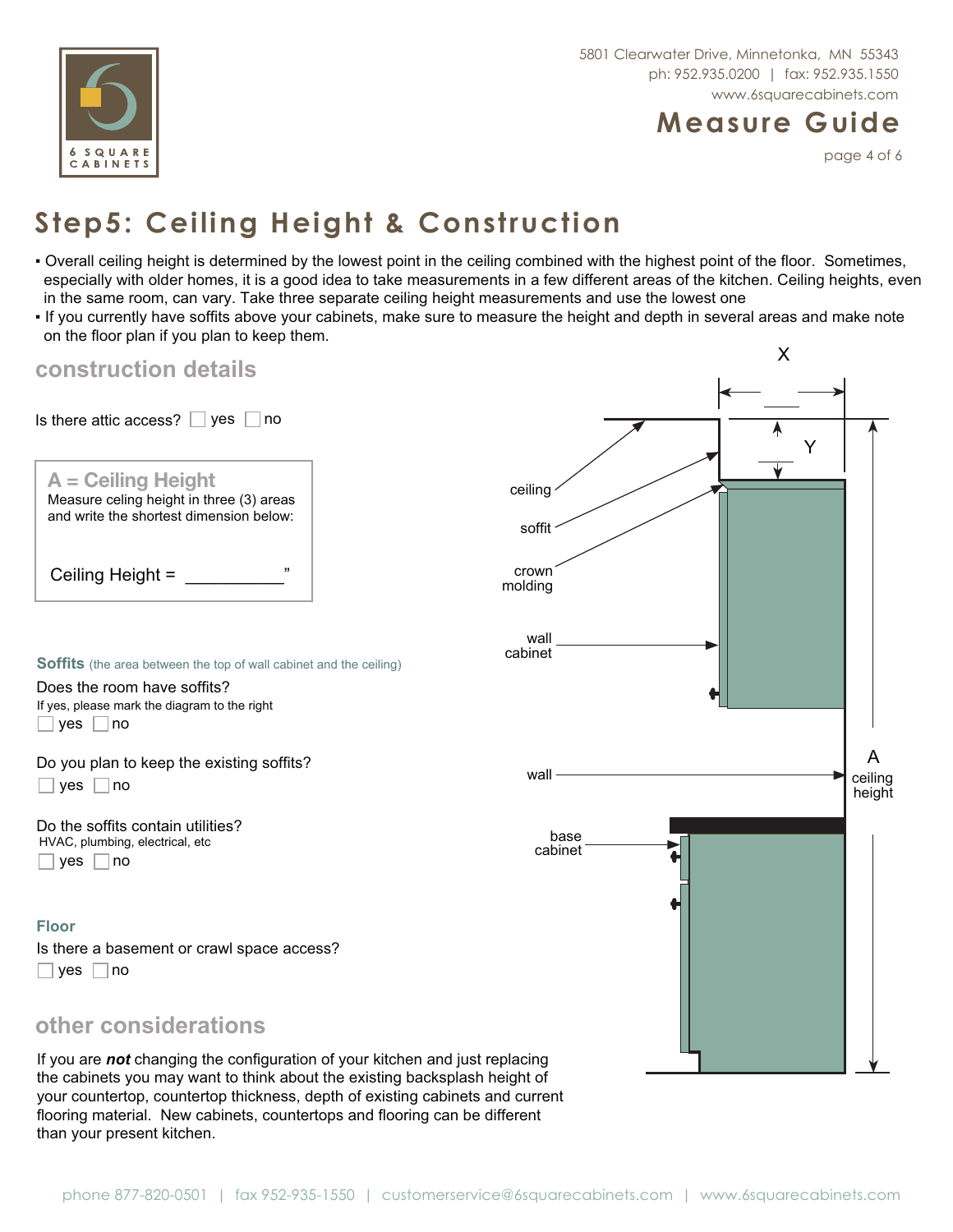5801 Clearwater Drive, Minnetonka, MN 55343
ph: 952.935.0200 | fax: 952.935.1550
www.6squarecabinets.com

# Measure Guide

## Step5: Ceiling Height & Construction

- Overall ceiling height is determined by the lowest point in the ceiling combined with the highest point of the floor. Sometimes, especially with older homes, it is a good idea to take measurements in a few different areas of the kitchen. Ceiling heights, even in the same room, can vary. Take three separate ceiling height measurements and use the lowest one
- If you currently have soffits above your cabinets, make sure to measure the height and depth in several areas and make note on the floor plan if you plan to keep them.

### construction details

Is there attic access? ☐ yes ☐ no

**A = Ceiling Height**
Measure celing height in three (3) areas and write the shortest dimension below:

Ceiling Height = __________"

**Soffits** (the area between the top of wall cabinet and the ceiling)

Does the room have soffits?
If yes, please mark the diagram to the right
☐ yes ☐ no

Do you plan to keep the existing soffits?
☐ yes ☐ no

Do the soffits contain utilities?
HVAC, plumbing, electrical, etc
☐ yes ☐ no

**Floor**

Is there a basement or crawl space access?
☐ yes ☐ no

X
Y
ceiling
soffit
crown molding
wall cabinet
wall
A ceiling height
base cabinet

### other considerations

If you are ***not*** changing the configuration of your kitchen and just replacing the cabinets you may want to think about the existing backsplash height of your countertop, countertop thickness, depth of existing cabinets and current flooring material. New cabinets, countertops and flooring can be different than your present kitchen.

phone 877-820-0501 | fax 952-935-1550 | customerservice@6squarecabinets.com | www.6squarecabinets.com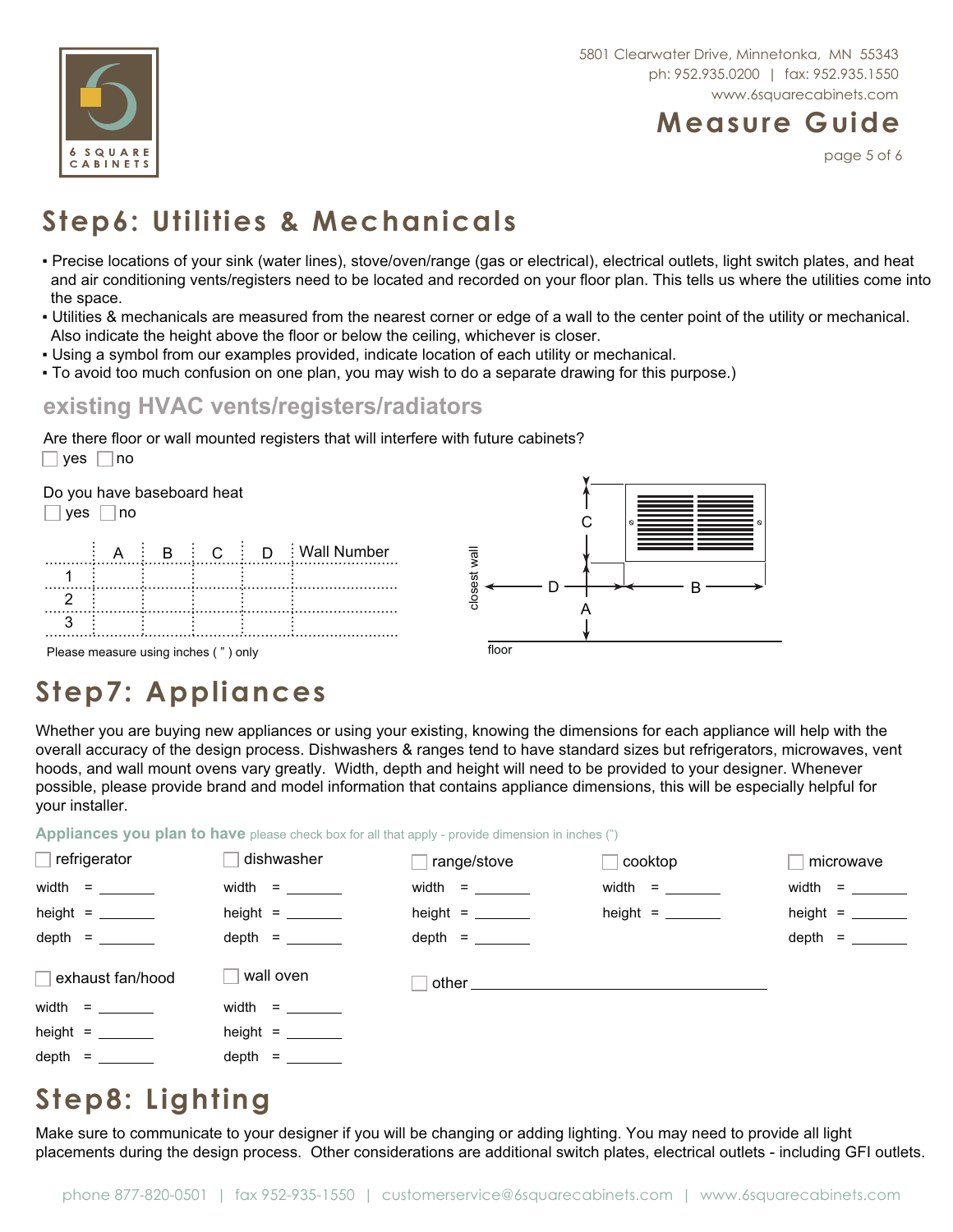5801 Clearwater Drive, Minnetonka, MN 55343
ph: 952.935.0200 | fax: 952.935.1550
www.6squarecabinets.com

# Measure Guide

## Step6: Utilities & Mechanicals

- Precise locations of your sink (water lines), stove/oven/range (gas or electrical), electrical outlets, light switch plates, and heat and air conditioning vents/registers need to be located and recorded on your floor plan. This tells us where the utilities come into the space.
- Utilities & mechanicals are measured from the nearest corner or edge of a wall to the center point of the utility or mechanical. Also indicate the height above the floor or below the ceiling, whichever is closer.
- Using a symbol from our examples provided, indicate location of each utility or mechanical.
- To avoid too much confusion on one plan, you may wish to do a separate drawing for this purpose.)

### existing HVAC vents/registers/radiators

Are there floor or wall mounted registers that will interfere with future cabinets?

☐ yes ☐ no

Do you have baseboard heat

☐ yes ☐ no

| | A | B | C | D | Wall Number |
|---|---|---|---|---|---|
| 1 | | | | | |
| 2 | | | | | |
| 3 | | | | | |

Please measure using inches ( " ) only

closest wall — D — A — C — B — floor

## Step7: Appliances

Whether you are buying new appliances or using your existing, knowing the dimensions for each appliance will help with the overall accuracy of the design process. Dishwashers & ranges tend to have standard sizes but refrigerators, microwaves, vent hoods, and wall mount ovens vary greatly. Width, depth and height will need to be provided to your designer. Whenever possible, please provide brand and model information that contains appliance dimensions, this will be especially helpful for your installer.

**Appliances you plan to have** please check box for all that apply - provide dimension in inches (")

☐ refrigerator
width = _______
height = _______
depth = _______

☐ dishwasher
width = _______
height = _______
depth = _______

☐ range/stove
width = _______
height = _______
depth = _______

☐ cooktop
width = _______
height = _______

☐ microwave
width = _______
height = _______
depth = _______

☐ exhaust fan/hood
width = _______
height = _______
depth = _______

☐ wall oven
width = _______
height = _______
depth = _______

☐ other ______________________________

## Step8: Lighting

Make sure to communicate to your designer if you will be changing or adding lighting. You may need to provide all light placements during the design process. Other considerations are additional switch plates, electrical outlets - including GFI outlets.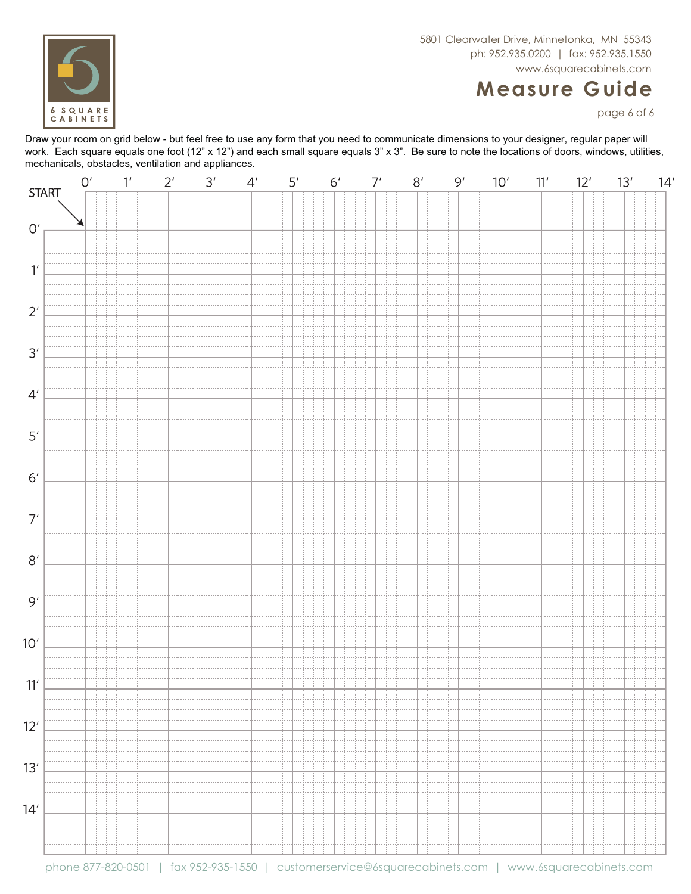5801 Clearwater Drive, Minnetonka, MN 55343
ph: 952.935.0200 | fax: 952.935.1550
www.6squarecabinets.com

# Measure Guide

Draw your room on grid below - but feel free to use any form that you need to communicate dimensions to your designer, regular paper will work. Each square equals one foot (12" x 12") and each small square equals 3" x 3". Be sure to note the locations of doors, windows, utilities, mechanicals, obstacles, ventilation and appliances.

START

0′ 1′ 2′ 3′ 4′ 5′ 6′ 7′ 8′ 9′ 10′ 11′ 12′ 13′ 14′

0′ 1′ 2′ 3′ 4′ 5′ 6′ 7′ 8′ 9′ 10′ 11′ 12′ 13′ 14′

phone 877-820-0501 | fax 952-935-1550 | customerservice@6squarecabinets.com | www.6squarecabinets.com